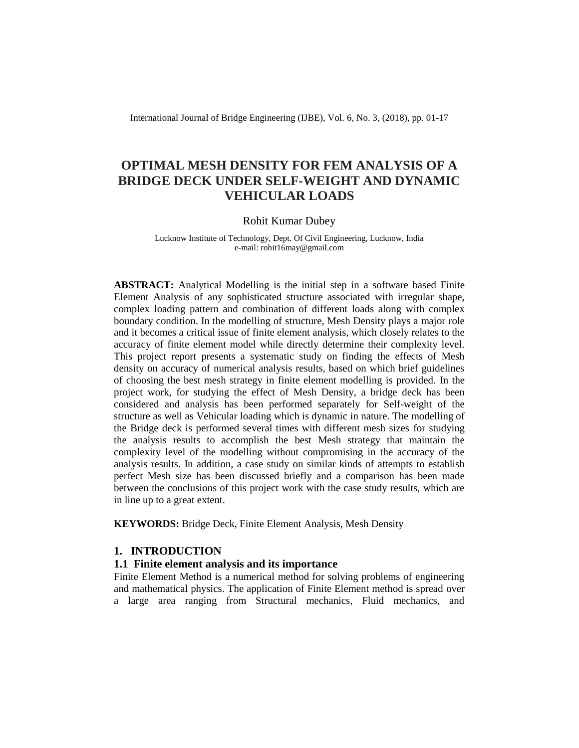# OPTIMAL MESH DENSITY FOR FEM ANALYSIS OF A BRIDGE DECK UNDER SELF-WEIGHT AND DYNAMIC VEHICULAR LOADS

Rohit Kumar Dubey

Lucknow Institute of Technology, Dept. Of Civil Engineering, Lucknow, India
e-mail: rohit16may@gmail.com

**ABSTRACT:** Analytical Modelling is the initial step in a software based Finite Element Analysis of any sophisticated structure associated with irregular shape, complex loading pattern and combination of different loads along with complex boundary condition. In the modelling of structure, Mesh Density plays a major role and it becomes a critical issue of finite element analysis, which closely relates to the accuracy of finite element model while directly determine their complexity level. This project report presents a systematic study on finding the effects of Mesh density on accuracy of numerical analysis results, based on which brief guidelines of choosing the best mesh strategy in finite element modelling is provided. In the project work, for studying the effect of Mesh Density, a bridge deck has been considered and analysis has been performed separately for Self-weight of the structure as well as Vehicular loading which is dynamic in nature. The modelling of the Bridge deck is performed several times with different mesh sizes for studying the analysis results to accomplish the best Mesh strategy that maintain the complexity level of the modelling without compromising in the accuracy of the analysis results. In addition, a case study on similar kinds of attempts to establish perfect Mesh size has been discussed briefly and a comparison has been made between the conclusions of this project work with the case study results, which are in line up to a great extent.

**KEYWORDS:** Bridge Deck, Finite Element Analysis, Mesh Density

## 1. INTRODUCTION

### 1.1 Finite element analysis and its importance

Finite Element Method is a numerical method for solving problems of engineering and mathematical physics. The application of Finite Element method is spread over a large area ranging from Structural mechanics, Fluid mechanics, and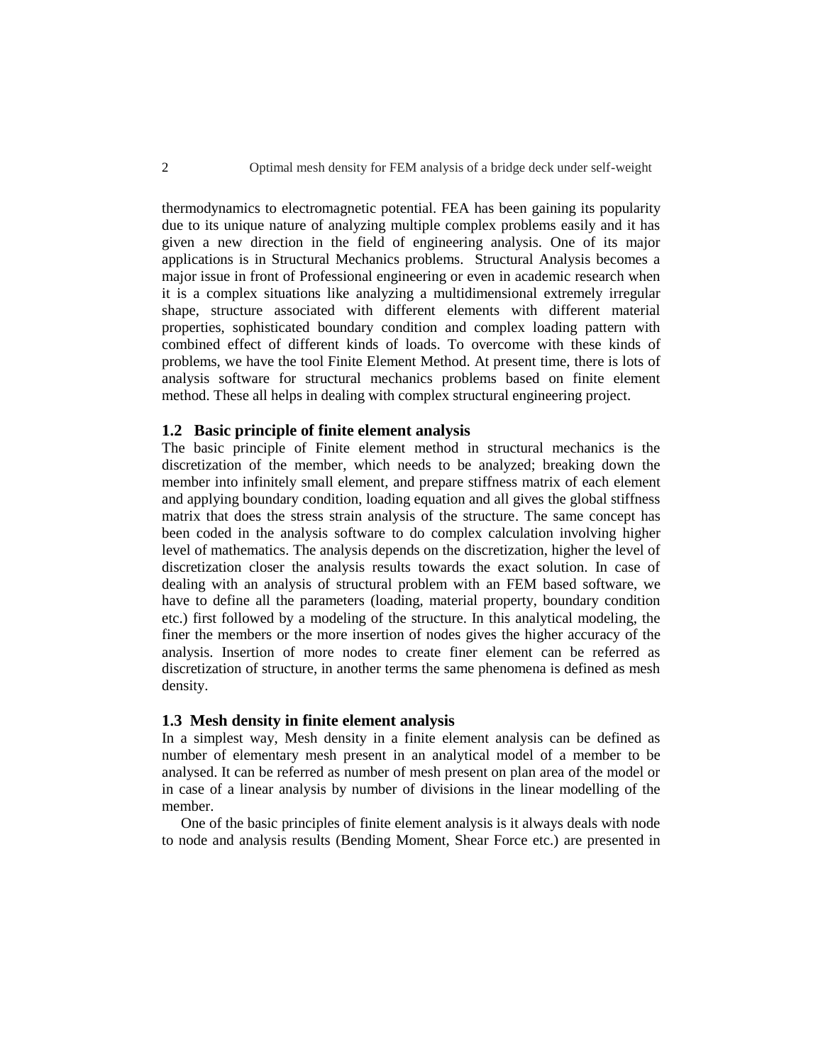thermodynamics to electromagnetic potential. FEA has been gaining its popularity due to its unique nature of analyzing multiple complex problems easily and it has given a new direction in the field of engineering analysis. One of its major applications is in Structural Mechanics problems. Structural Analysis becomes a major issue in front of Professional engineering or even in academic research when it is a complex situations like analyzing a multidimensional extremely irregular shape, structure associated with different elements with different material properties, sophisticated boundary condition and complex loading pattern with combined effect of different kinds of loads. To overcome with these kinds of problems, we have the tool Finite Element Method. At present time, there is lots of analysis software for structural mechanics problems based on finite element method. These all helps in dealing with complex structural engineering project.

### 1.2 Basic principle of finite element analysis

The basic principle of Finite element method in structural mechanics is the discretization of the member, which needs to be analyzed; breaking down the member into infinitely small element, and prepare stiffness matrix of each element and applying boundary condition, loading equation and all gives the global stiffness matrix that does the stress strain analysis of the structure. The same concept has been coded in the analysis software to do complex calculation involving higher level of mathematics. The analysis depends on the discretization, higher the level of discretization closer the analysis results towards the exact solution. In case of dealing with an analysis of structural problem with an FEM based software, we have to define all the parameters (loading, material property, boundary condition etc.) first followed by a modeling of the structure. In this analytical modeling, the finer the members or the more insertion of nodes gives the higher accuracy of the analysis. Insertion of more nodes to create finer element can be referred as discretization of structure, in another terms the same phenomena is defined as mesh density.

### 1.3 Mesh density in finite element analysis

In a simplest way, Mesh density in a finite element analysis can be defined as number of elementary mesh present in an analytical model of a member to be analysed. It can be referred as number of mesh present on plan area of the model or in case of a linear analysis by number of divisions in the linear modelling of the member.

One of the basic principles of finite element analysis is it always deals with node to node and analysis results (Bending Moment, Shear Force etc.) are presented in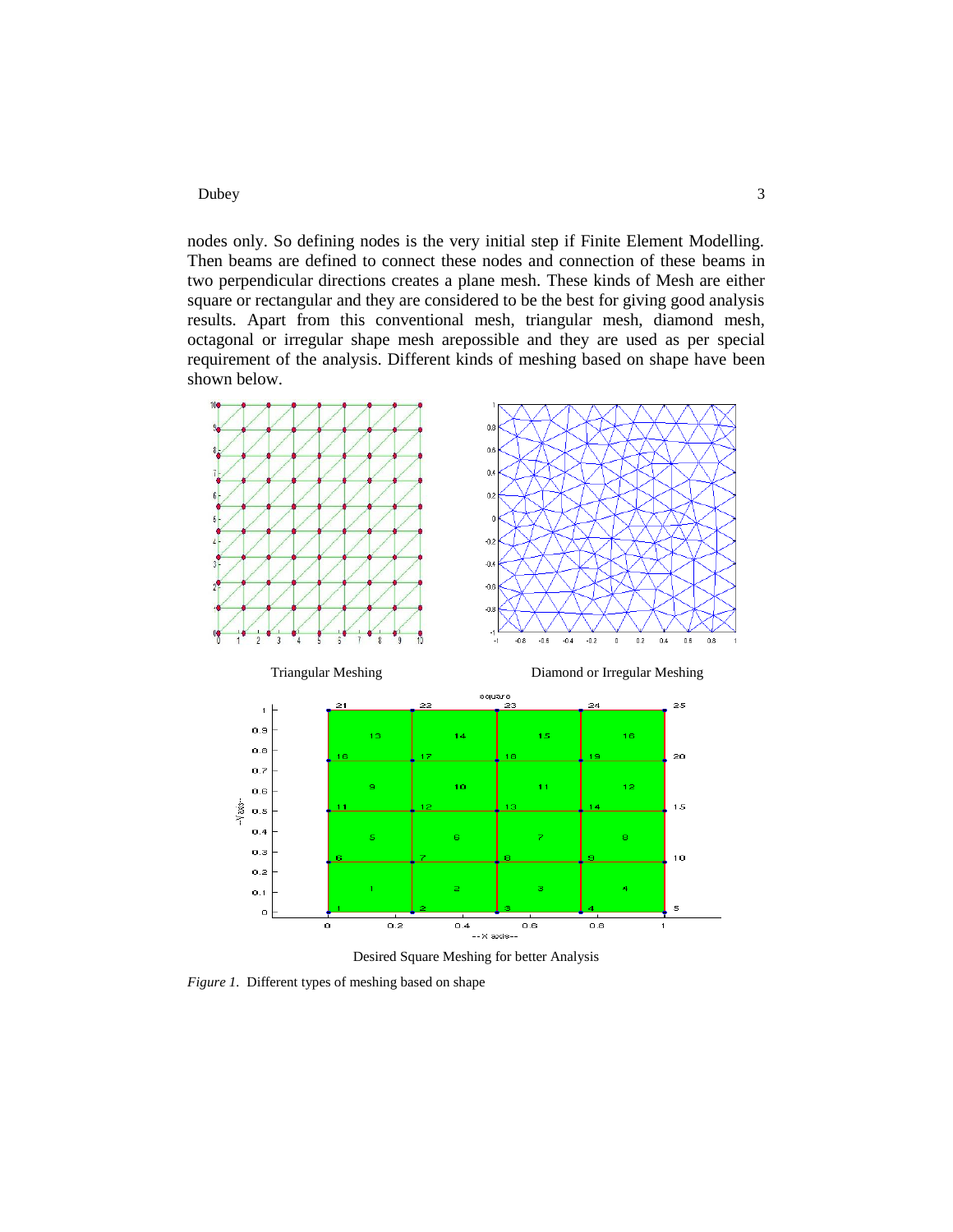nodes only. So defining nodes is the very initial step if Finite Element Modelling. Then beams are defined to connect these nodes and connection of these beams in two perpendicular directions creates a plane mesh. These kinds of Mesh are either square or rectangular and they are considered to be the best for giving good analysis results. Apart from this conventional mesh, triangular mesh, diamond mesh, octagonal or irregular shape mesh arepossible and they are used as per special requirement of the analysis. Different kinds of meshing based on shape have been shown below.

Triangular Meshing

Diamond or Irregular Meshing

Desired Square Meshing for better Analysis

*Figure 1.* Different types of meshing based on shape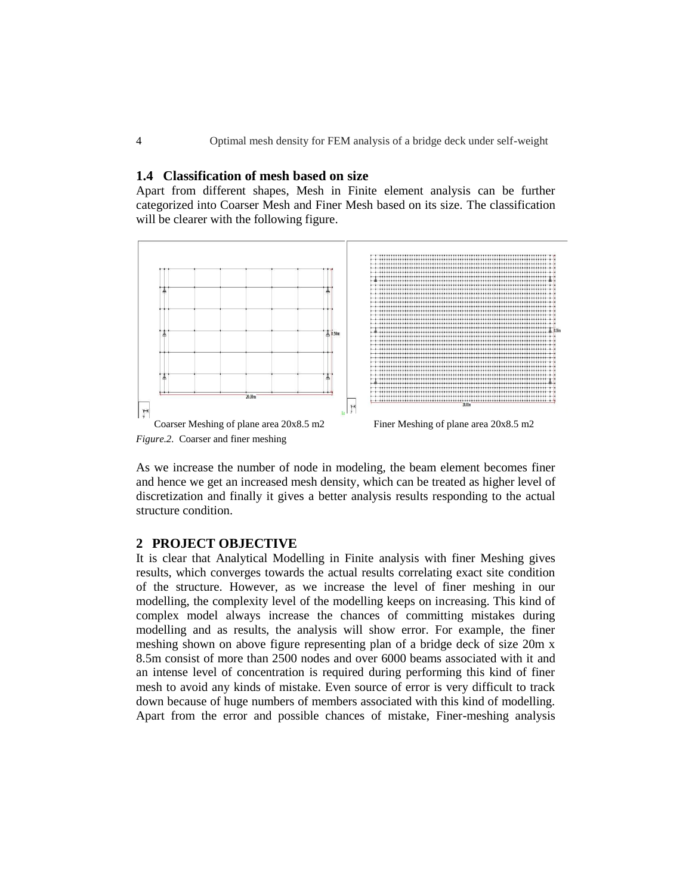## 1.4 Classification of mesh based on size

Apart from different shapes, Mesh in Finite element analysis can be further categorized into Coarser Mesh and Finer Mesh based on its size. The classification will be clearer with the following figure.

Coarser Meshing of plane area 20x8.5 m2　　　Finer Meshing of plane area 20x8.5 m2

*Figure.2.* Coarser and finer meshing

As we increase the number of node in modeling, the beam element becomes finer and hence we get an increased mesh density, which can be treated as higher level of discretization and finally it gives a better analysis results responding to the actual structure condition.

# 2 PROJECT OBJECTIVE

It is clear that Analytical Modelling in Finite analysis with finer Meshing gives results, which converges towards the actual results correlating exact site condition of the structure. However, as we increase the level of finer meshing in our modelling, the complexity level of the modelling keeps on increasing. This kind of complex model always increase the chances of committing mistakes during modelling and as results, the analysis will show error. For example, the finer meshing shown on above figure representing plan of a bridge deck of size 20m x 8.5m consist of more than 2500 nodes and over 6000 beams associated with it and an intense level of concentration is required during performing this kind of finer mesh to avoid any kinds of mistake. Even source of error is very difficult to track down because of huge numbers of members associated with this kind of modelling. Apart from the error and possible chances of mistake, Finer-meshing analysis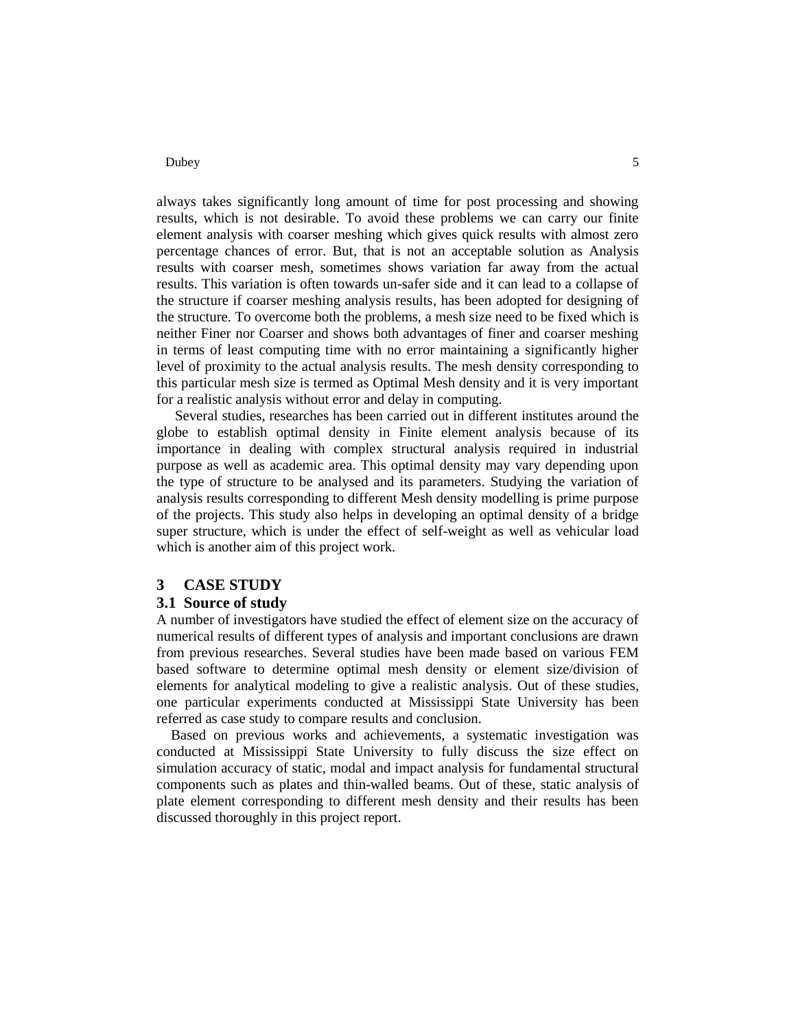always takes significantly long amount of time for post processing and showing results, which is not desirable. To avoid these problems we can carry our finite element analysis with coarser meshing which gives quick results with almost zero percentage chances of error. But, that is not an acceptable solution as Analysis results with coarser mesh, sometimes shows variation far away from the actual results. This variation is often towards un-safer side and it can lead to a collapse of the structure if coarser meshing analysis results, has been adopted for designing of the structure. To overcome both the problems, a mesh size need to be fixed which is neither Finer nor Coarser and shows both advantages of finer and coarser meshing in terms of least computing time with no error maintaining a significantly higher level of proximity to the actual analysis results. The mesh density corresponding to this particular mesh size is termed as Optimal Mesh density and it is very important for a realistic analysis without error and delay in computing.

Several studies, researches has been carried out in different institutes around the globe to establish optimal density in Finite element analysis because of its importance in dealing with complex structural analysis required in industrial purpose as well as academic area. This optimal density may vary depending upon the type of structure to be analysed and its parameters. Studying the variation of analysis results corresponding to different Mesh density modelling is prime purpose of the projects. This study also helps in developing an optimal density of a bridge super structure, which is under the effect of self-weight as well as vehicular load which is another aim of this project work.

## 3 CASE STUDY

### 3.1 Source of study

A number of investigators have studied the effect of element size on the accuracy of numerical results of different types of analysis and important conclusions are drawn from previous researches. Several studies have been made based on various FEM based software to determine optimal mesh density or element size/division of elements for analytical modeling to give a realistic analysis. Out of these studies, one particular experiments conducted at Mississippi State University has been referred as case study to compare results and conclusion.

Based on previous works and achievements, a systematic investigation was conducted at Mississippi State University to fully discuss the size effect on simulation accuracy of static, modal and impact analysis for fundamental structural components such as plates and thin-walled beams. Out of these, static analysis of plate element corresponding to different mesh density and their results has been discussed thoroughly in this project report.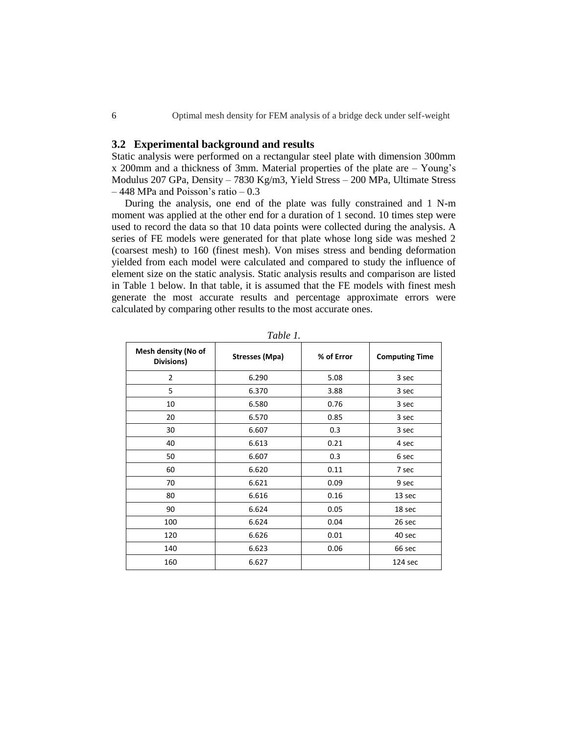## 3.2 Experimental background and results

Static analysis were performed on a rectangular steel plate with dimension 300mm x 200mm and a thickness of 3mm. Material properties of the plate are – Young's Modulus 207 GPa, Density – 7830 Kg/m3, Yield Stress – 200 MPa, Ultimate Stress – 448 MPa and Poisson's ratio – 0.3

During the analysis, one end of the plate was fully constrained and 1 N-m moment was applied at the other end for a duration of 1 second. 10 times step were used to record the data so that 10 data points were collected during the analysis. A series of FE models were generated for that plate whose long side was meshed 2 (coarsest mesh) to 160 (finest mesh). Von mises stress and bending deformation yielded from each model were calculated and compared to study the influence of element size on the static analysis. Static analysis results and comparison are listed in Table 1 below. In that table, it is assumed that the FE models with finest mesh generate the most accurate results and percentage approximate errors were calculated by comparing other results to the most accurate ones.

*Table 1.*

| Mesh density (No of Divisions) | Stresses (Mpa) | % of Error | Computing Time |
|---|---|---|---|
| 2 | 6.290 | 5.08 | 3 sec |
| 5 | 6.370 | 3.88 | 3 sec |
| 10 | 6.580 | 0.76 | 3 sec |
| 20 | 6.570 | 0.85 | 3 sec |
| 30 | 6.607 | 0.3 | 3 sec |
| 40 | 6.613 | 0.21 | 4 sec |
| 50 | 6.607 | 0.3 | 6 sec |
| 60 | 6.620 | 0.11 | 7 sec |
| 70 | 6.621 | 0.09 | 9 sec |
| 80 | 6.616 | 0.16 | 13 sec |
| 90 | 6.624 | 0.05 | 18 sec |
| 100 | 6.624 | 0.04 | 26 sec |
| 120 | 6.626 | 0.01 | 40 sec |
| 140 | 6.623 | 0.06 | 66 sec |
| 160 | 6.627 | | 124 sec |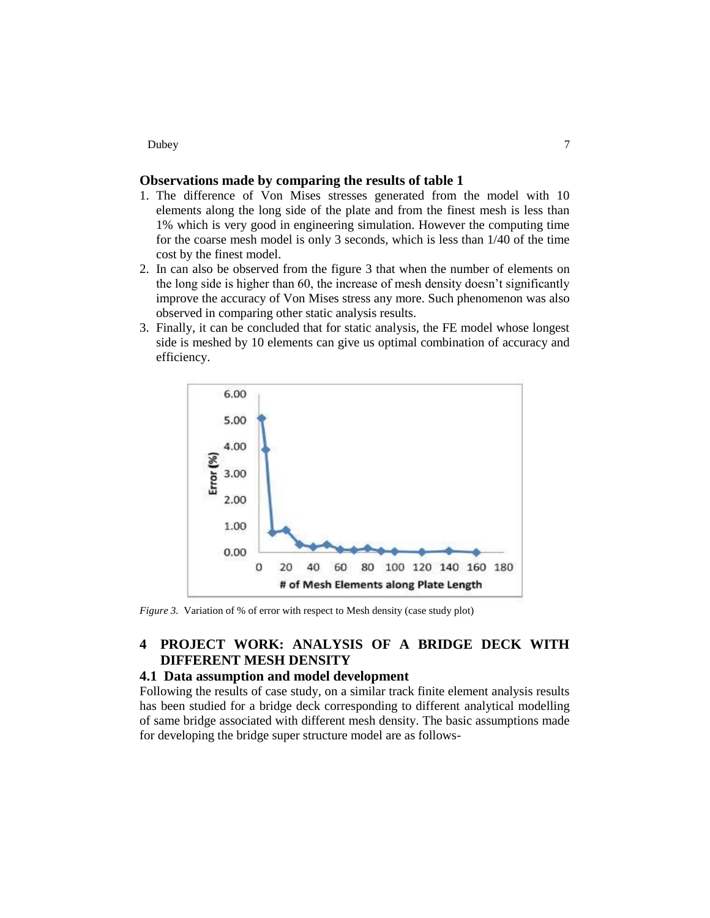### Observations made by comparing the results of table 1

1. The difference of Von Mises stresses generated from the model with 10 elements along the long side of the plate and from the finest mesh is less than 1% which is very good in engineering simulation. However the computing time for the coarse mesh model is only 3 seconds, which is less than 1/40 of the time cost by the finest model.
2. In can also be observed from the figure 3 that when the number of elements on the long side is higher than 60, the increase of mesh density doesn't significantly improve the accuracy of Von Mises stress any more. Such phenomenon was also observed in comparing other static analysis results.
3. Finally, it can be concluded that for static analysis, the FE model whose longest side is meshed by 10 elements can give us optimal combination of accuracy and efficiency.

*Figure 3.* Variation of % of error with respect to Mesh density (case study plot)

## 4 PROJECT WORK: ANALYSIS OF A BRIDGE DECK WITH DIFFERENT MESH DENSITY

### 4.1 Data assumption and model development

Following the results of case study, on a similar track finite element analysis results has been studied for a bridge deck corresponding to different analytical modelling of same bridge associated with different mesh density. The basic assumptions made for developing the bridge super structure model are as follows-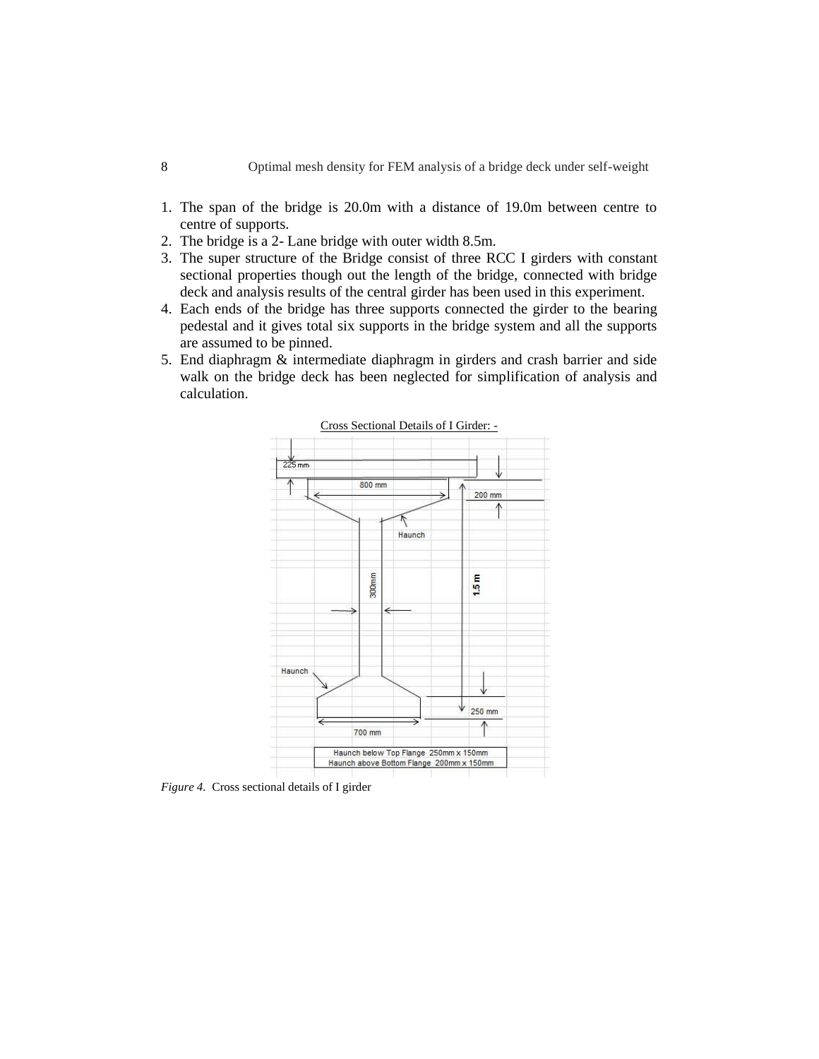1. The span of the bridge is 20.0m with a distance of 19.0m between centre to centre of supports.
2. The bridge is a 2- Lane bridge with outer width 8.5m.
3. The super structure of the Bridge consist of three RCC I girders with constant sectional properties though out the length of the bridge, connected with bridge deck and analysis results of the central girder has been used in this experiment.
4. Each ends of the bridge has three supports connected the girder to the bearing pedestal and it gives total six supports in the bridge system and all the supports are assumed to be pinned.
5. End diaphragm & intermediate diaphragm in girders and crash barrier and side walk on the bridge deck has been neglected for simplification of analysis and calculation.

Cross Sectional Details of I Girder: -

225 mm

800 mm

200 mm

Haunch

300mm

1.5 m

Haunch

250 mm

700 mm

Haunch below Top Flange 250mm x 150mm
Haunch above Bottom Flange 200mm x 150mm

*Figure 4.* Cross sectional details of I girder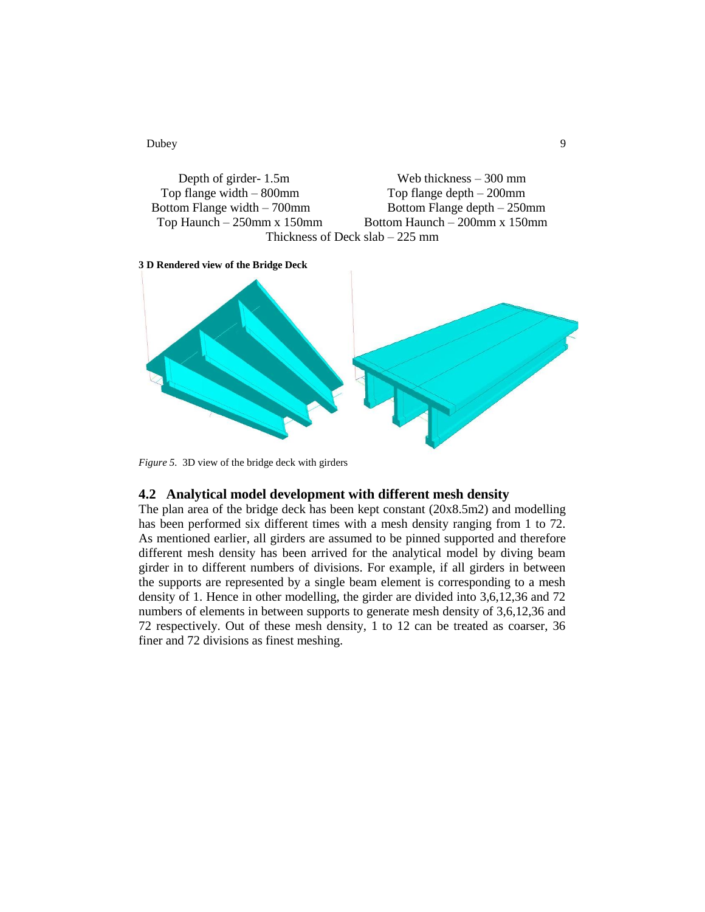Depth of girder- 1.5m  
Web thickness – 300 mm  
Top flange width – 800mm  
Top flange depth – 200mm  
Bottom Flange width – 700mm  
Bottom Flange depth – 250mm  
Top Haunch – 250mm x 150mm  
Bottom Haunch – 200mm x 150mm  
Thickness of Deck slab – 225 mm

**3 D Rendered view of the Bridge Deck**

*Figure 5*. 3D view of the bridge deck with girders

## 4.2 Analytical model development with different mesh density

The plan area of the bridge deck has been kept constant (20x8.5m2) and modelling has been performed six different times with a mesh density ranging from 1 to 72. As mentioned earlier, all girders are assumed to be pinned supported and therefore different mesh density has been arrived for the analytical model by diving beam girder in to different numbers of divisions. For example, if all girders in between the supports are represented by a single beam element is corresponding to a mesh density of 1. Hence in other modelling, the girder are divided into 3,6,12,36 and 72 numbers of elements in between supports to generate mesh density of 3,6,12,36 and 72 respectively. Out of these mesh density, 1 to 12 can be treated as coarser, 36 finer and 72 divisions as finest meshing.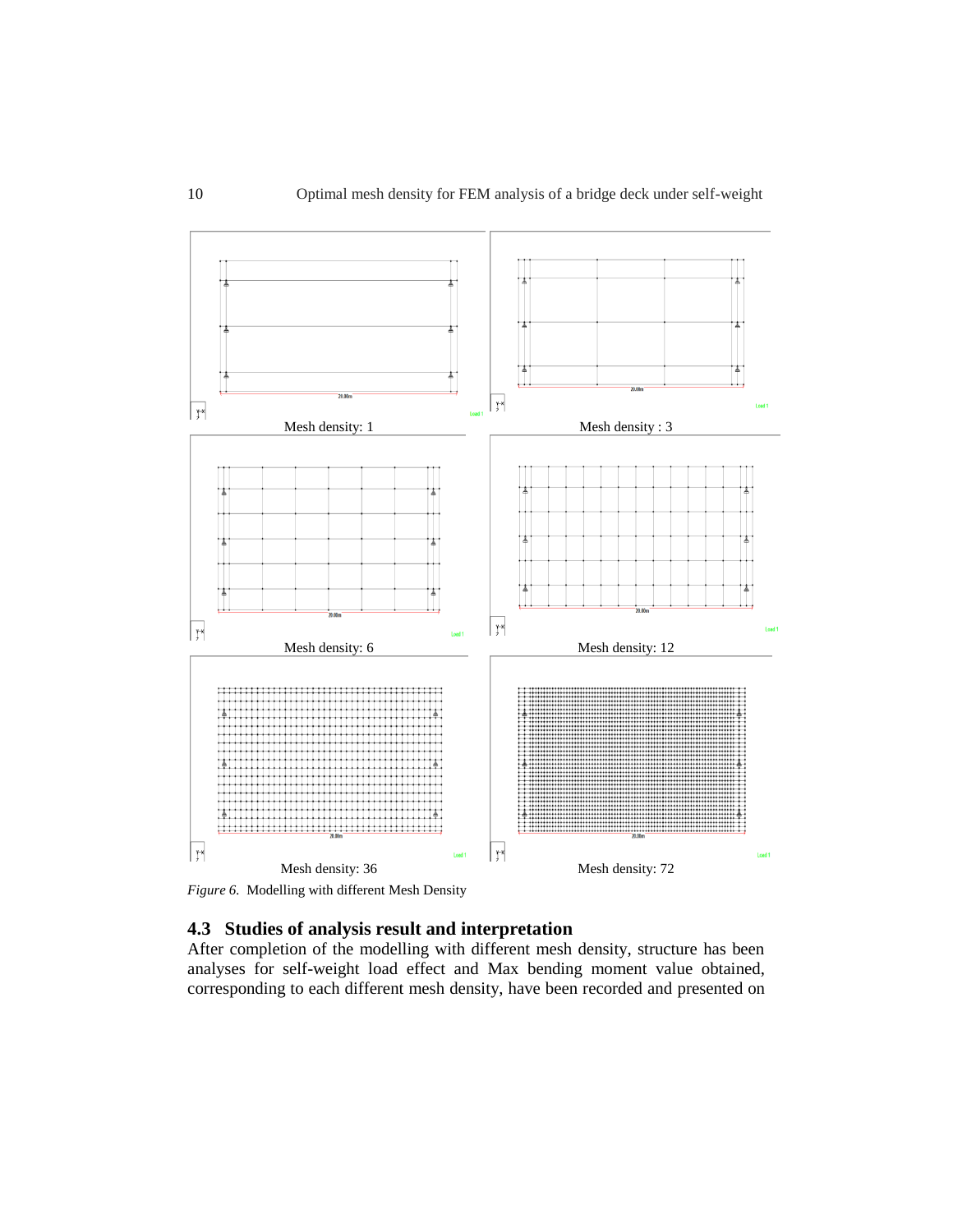Mesh density: 1

Mesh density : 3

Mesh density: 6

Mesh density: 12

Mesh density: 36

Mesh density: 72

*Figure 6.* Modelling with different Mesh Density

### 4.3 Studies of analysis result and interpretation

After completion of the modelling with different mesh density, structure has been analyses for self-weight load effect and Max bending moment value obtained, corresponding to each different mesh density, have been recorded and presented on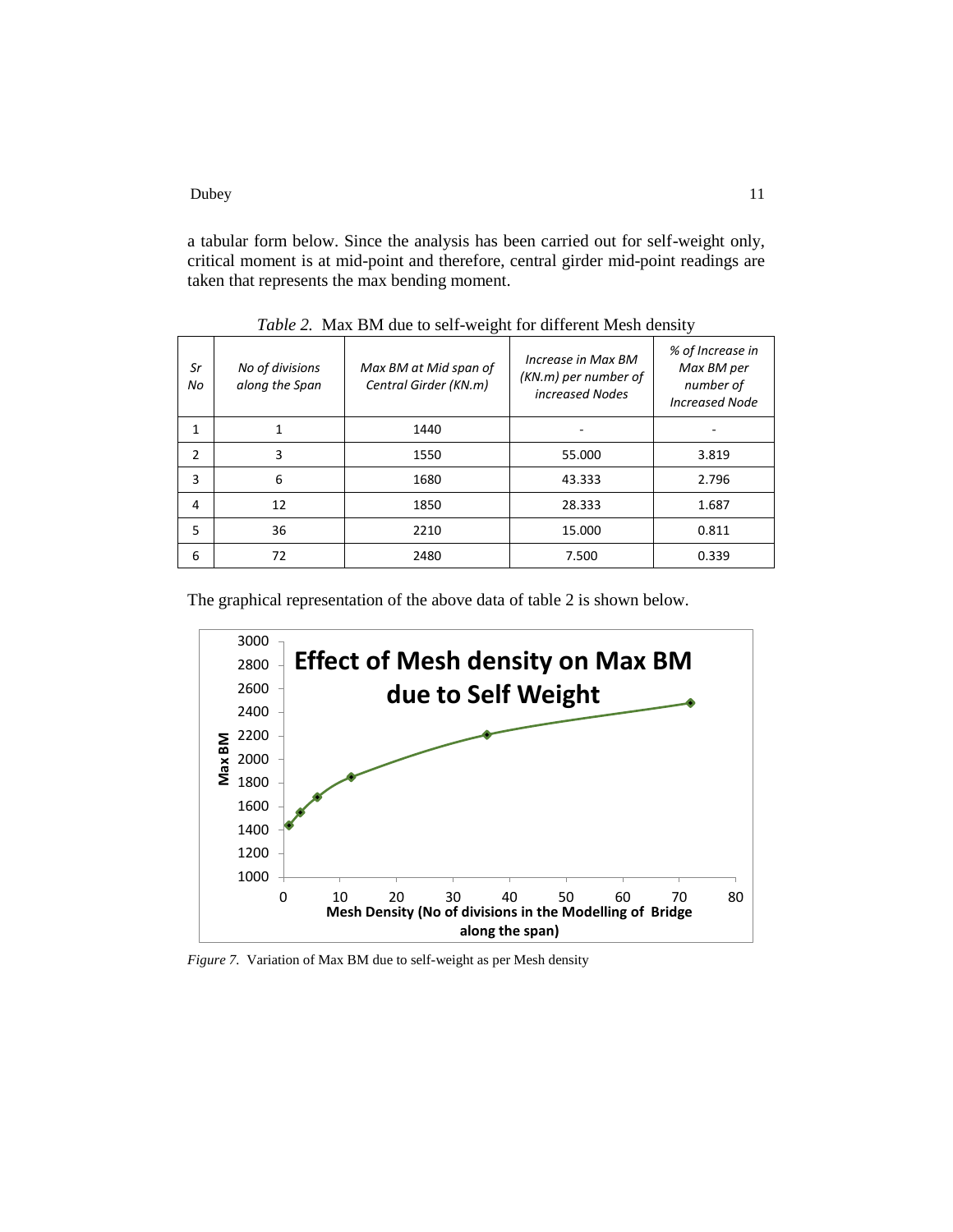a tabular form below. Since the analysis has been carried out for self-weight only, critical moment is at mid-point and therefore, central girder mid-point readings are taken that represents the max bending moment.

*Table 2.* Max BM due to self-weight for different Mesh density

| *Sr No* | *No of divisions along the Span* | *Max BM at Mid span of Central Girder (KN.m)* | *Increase in Max BM (KN.m) per number of increased Nodes* | *% of Increase in Max BM per number of Increased Node* |
|---|---|---|---|---|
| 1 | 1 | 1440 | - | - |
| 2 | 3 | 1550 | 55.000 | 3.819 |
| 3 | 6 | 1680 | 43.333 | 2.796 |
| 4 | 12 | 1850 | 28.333 | 1.687 |
| 5 | 36 | 2210 | 15.000 | 0.811 |
| 6 | 72 | 2480 | 7.500 | 0.339 |

The graphical representation of the above data of table 2 is shown below.

*Figure 7.* Variation of Max BM due to self-weight as per Mesh density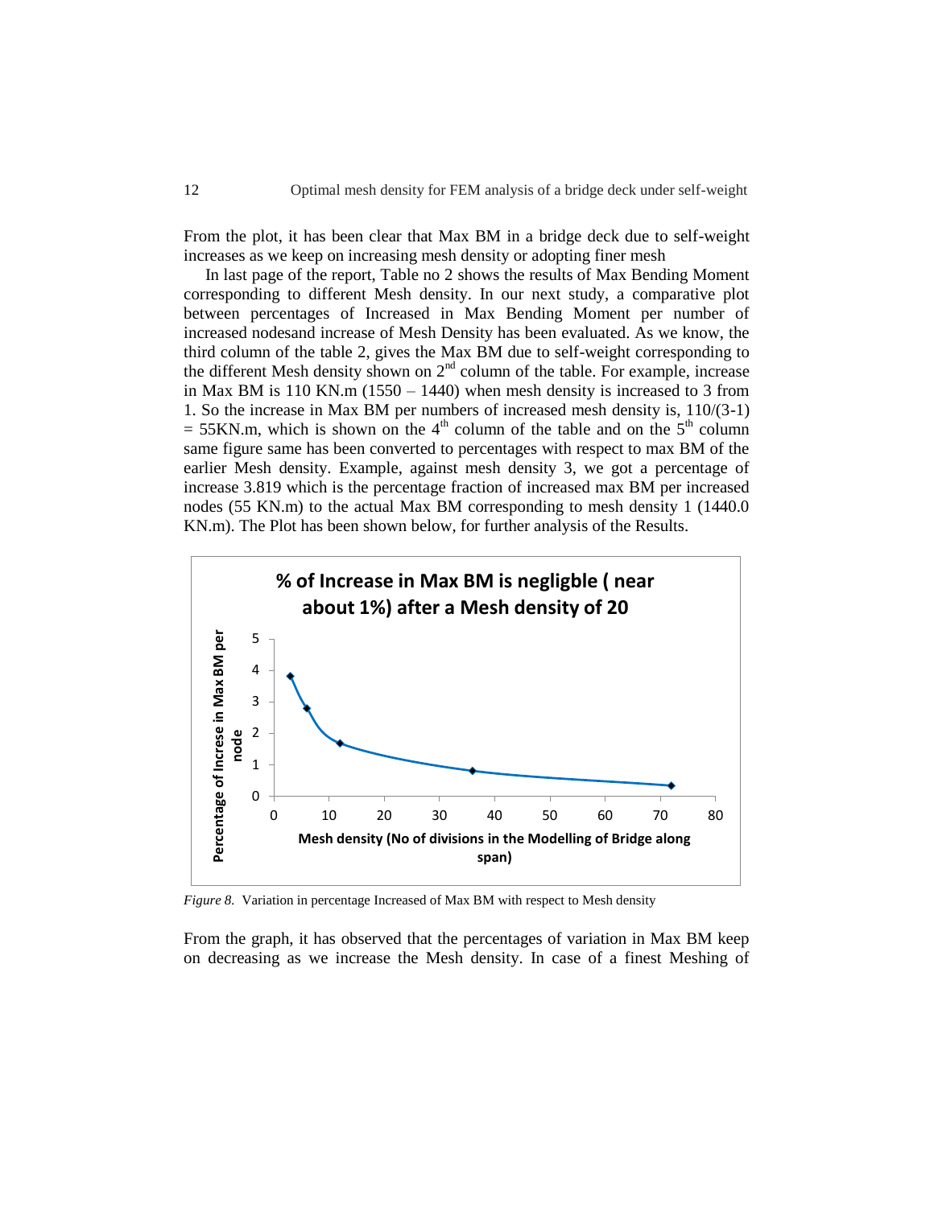From the plot, it has been clear that Max BM in a bridge deck due to self-weight increases as we keep on increasing mesh density or adopting finer mesh

In last page of the report, Table no 2 shows the results of Max Bending Moment corresponding to different Mesh density. In our next study, a comparative plot between percentages of Increased in Max Bending Moment per number of increased nodesand increase of Mesh Density has been evaluated. As we know, the third column of the table 2, gives the Max BM due to self-weight corresponding to the different Mesh density shown on 2[nd] column of the table. For example, increase in Max BM is 110 KN.m (1550 – 1440) when mesh density is increased to 3 from 1. So the increase in Max BM per numbers of increased mesh density is, 110/(3-1) = 55KN.m, which is shown on the 4[th] column of the table and on the 5[th] column same figure same has been converted to percentages with respect to max BM of the earlier Mesh density. Example, against mesh density 3, we got a percentage of increase 3.819 which is the percentage fraction of increased max BM per increased nodes (55 KN.m) to the actual Max BM corresponding to mesh density 1 (1440.0 KN.m). The Plot has been shown below, for further analysis of the Results.

**% of Increase in Max BM is negligble ( near about 1%) after a Mesh density of 20**

*Figure 8.* Variation in percentage Increased of Max BM with respect to Mesh density

From the graph, it has observed that the percentages of variation in Max BM keep on decreasing as we increase the Mesh density. In case of a finest Meshing of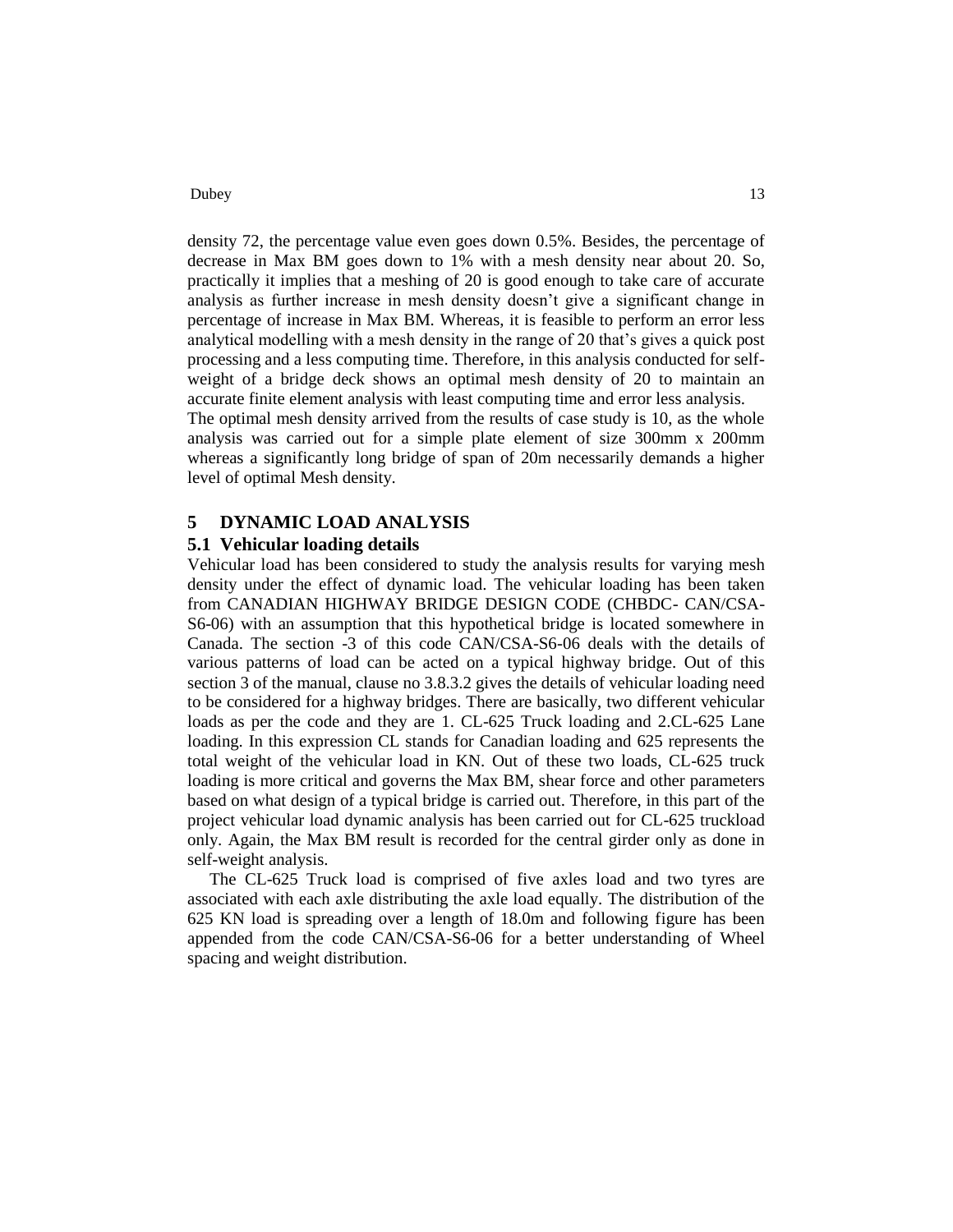density 72, the percentage value even goes down 0.5%. Besides, the percentage of decrease in Max BM goes down to 1% with a mesh density near about 20. So, practically it implies that a meshing of 20 is good enough to take care of accurate analysis as further increase in mesh density doesn't give a significant change in percentage of increase in Max BM. Whereas, it is feasible to perform an error less analytical modelling with a mesh density in the range of 20 that's gives a quick post processing and a less computing time. Therefore, in this analysis conducted for self-weight of a bridge deck shows an optimal mesh density of 20 to maintain an accurate finite element analysis with least computing time and error less analysis.
The optimal mesh density arrived from the results of case study is 10, as the whole analysis was carried out for a simple plate element of size 300mm x 200mm whereas a significantly long bridge of span of 20m necessarily demands a higher level of optimal Mesh density.

## 5 DYNAMIC LOAD ANALYSIS

### 5.1 Vehicular loading details

Vehicular load has been considered to study the analysis results for varying mesh density under the effect of dynamic load. The vehicular loading has been taken from CANADIAN HIGHWAY BRIDGE DESIGN CODE (CHBDC- CAN/CSA-S6-06) with an assumption that this hypothetical bridge is located somewhere in Canada. The section -3 of this code CAN/CSA-S6-06 deals with the details of various patterns of load can be acted on a typical highway bridge. Out of this section 3 of the manual, clause no 3.8.3.2 gives the details of vehicular loading need to be considered for a highway bridges. There are basically, two different vehicular loads as per the code and they are 1. CL-625 Truck loading and 2.CL-625 Lane loading. In this expression CL stands for Canadian loading and 625 represents the total weight of the vehicular load in KN. Out of these two loads, CL-625 truck loading is more critical and governs the Max BM, shear force and other parameters based on what design of a typical bridge is carried out. Therefore, in this part of the project vehicular load dynamic analysis has been carried out for CL-625 truckload only. Again, the Max BM result is recorded for the central girder only as done in self-weight analysis.

The CL-625 Truck load is comprised of five axles load and two tyres are associated with each axle distributing the axle load equally. The distribution of the 625 KN load is spreading over a length of 18.0m and following figure has been appended from the code CAN/CSA-S6-06 for a better understanding of Wheel spacing and weight distribution.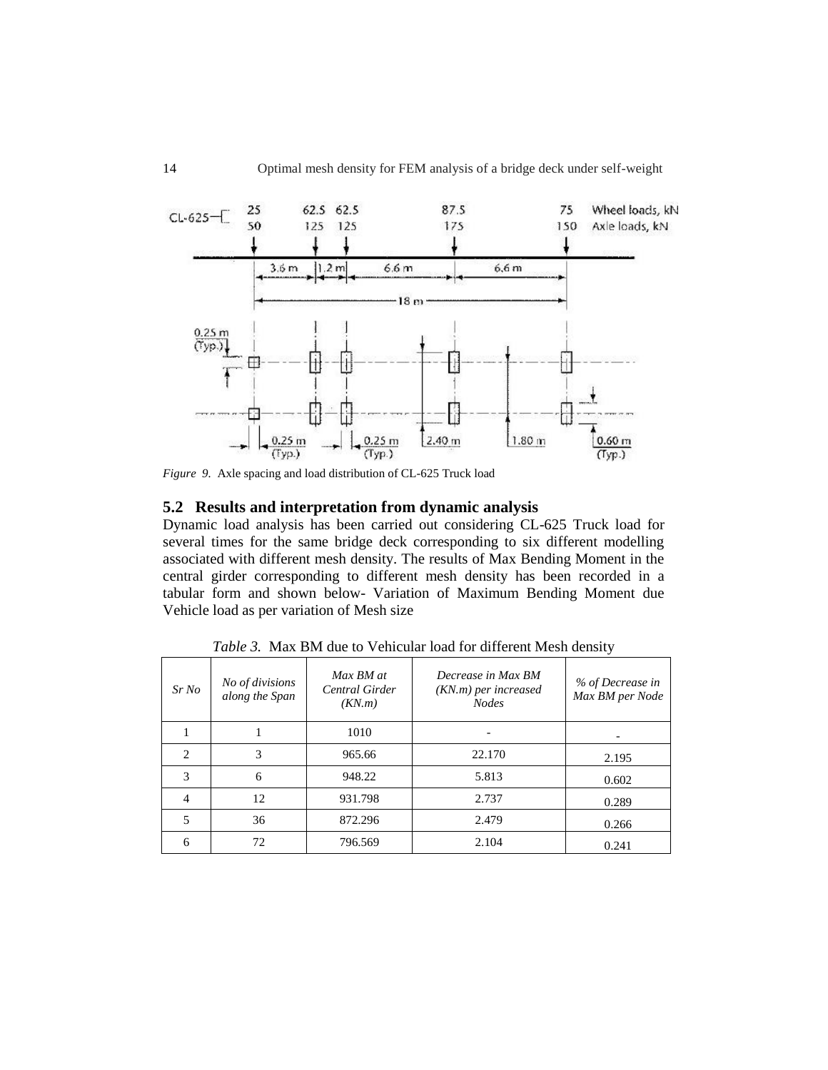*Figure 9.* Axle spacing and load distribution of CL-625 Truck load

## 5.2 Results and interpretation from dynamic analysis

Dynamic load analysis has been carried out considering CL-625 Truck load for several times for the same bridge deck corresponding to six different modelling associated with different mesh density. The results of Max Bending Moment in the central girder corresponding to different mesh density has been recorded in a tabular form and shown below- Variation of Maximum Bending Moment due Vehicle load as per variation of Mesh size

*Table 3.* Max BM due to Vehicular load for different Mesh density

| *Sr No* | *No of divisions along the Span* | *Max BM at Central Girder (KN.m)* | *Decrease in Max BM (KN.m) per increased Nodes* | *% of Decrease in Max BM per Node* |
|---|---|---|---|---|
| 1 | 1 | 1010 | - | - |
| 2 | 3 | 965.66 | 22.170 | 2.195 |
| 3 | 6 | 948.22 | 5.813 | 0.602 |
| 4 | 12 | 931.798 | 2.737 | 0.289 |
| 5 | 36 | 872.296 | 2.479 | 0.266 |
| 6 | 72 | 796.569 | 2.104 | 0.241 |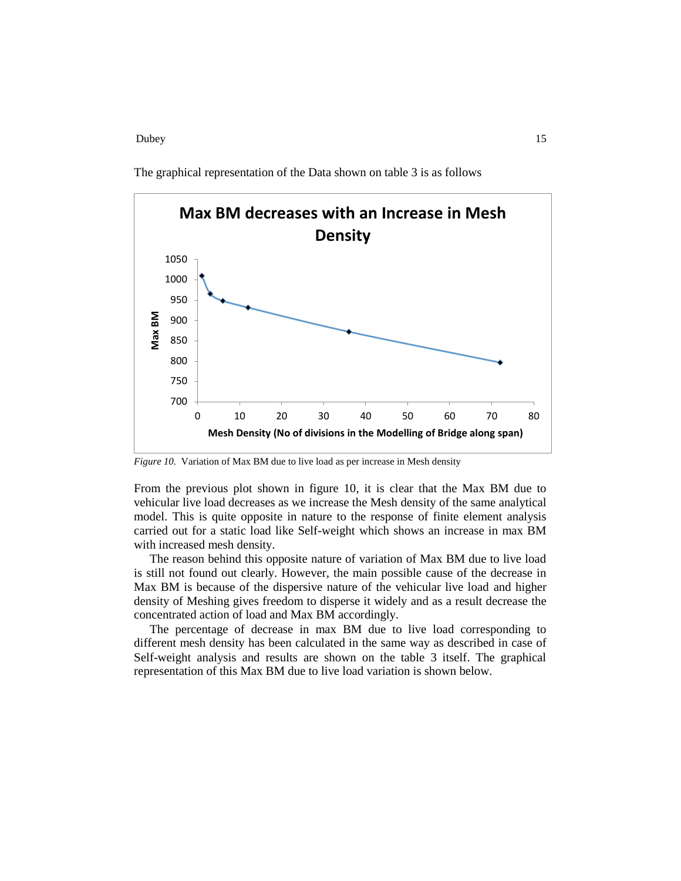The graphical representation of the Data shown on table 3 is as follows

*Figure 10.* Variation of Max BM due to live load as per increase in Mesh density

From the previous plot shown in figure 10, it is clear that the Max BM due to vehicular live load decreases as we increase the Mesh density of the same analytical model. This is quite opposite in nature to the response of finite element analysis carried out for a static load like Self-weight which shows an increase in max BM with increased mesh density.

The reason behind this opposite nature of variation of Max BM due to live load is still not found out clearly. However, the main possible cause of the decrease in Max BM is because of the dispersive nature of the vehicular live load and higher density of Meshing gives freedom to disperse it widely and as a result decrease the concentrated action of load and Max BM accordingly.

The percentage of decrease in max BM due to live load corresponding to different mesh density has been calculated in the same way as described in case of Self-weight analysis and results are shown on the table 3 itself. The graphical representation of this Max BM due to live load variation is shown below.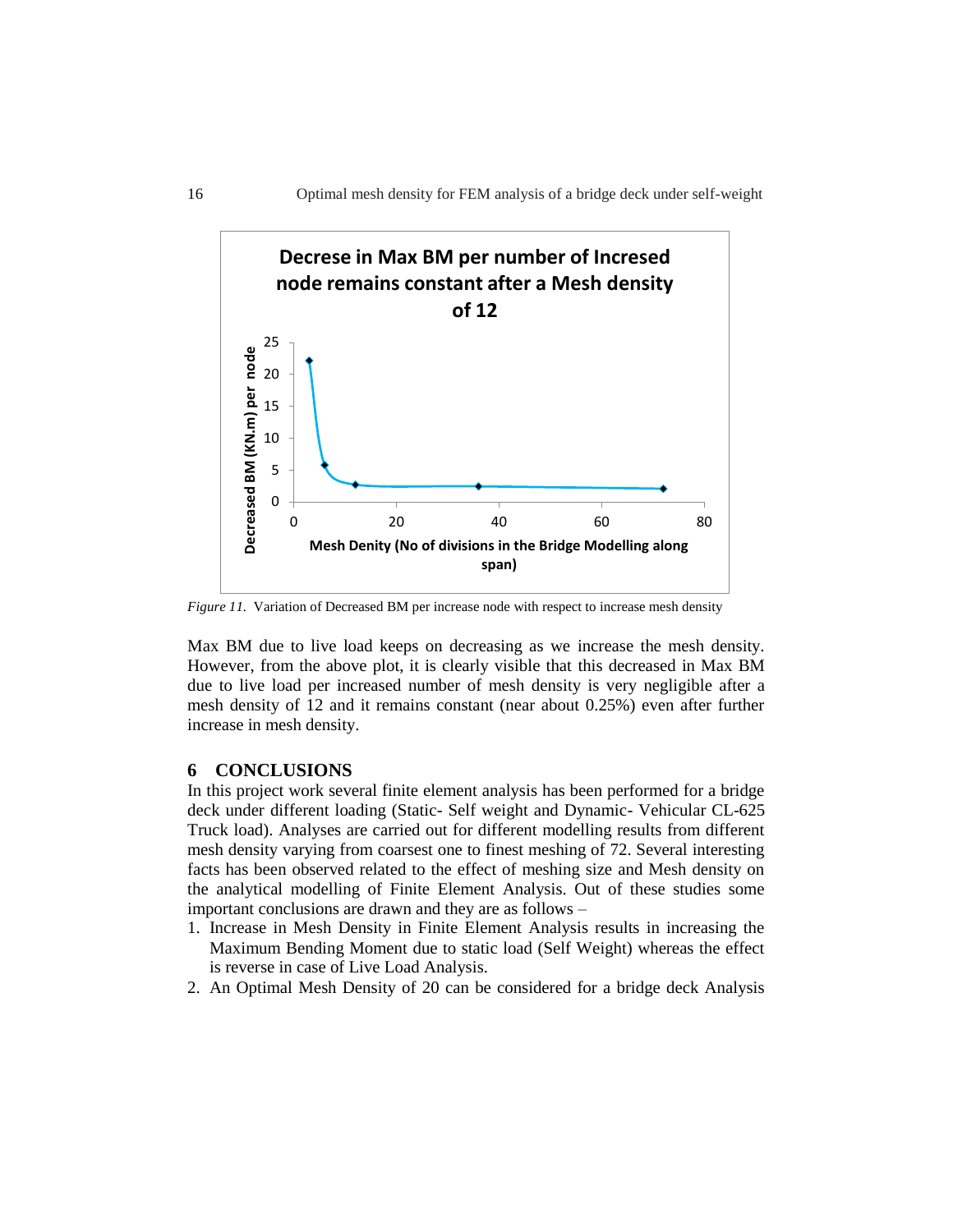*Figure 11.* Variation of Decreased BM per increase node with respect to increase mesh density

Max BM due to live load keeps on decreasing as we increase the mesh density. However, from the above plot, it is clearly visible that this decreased in Max BM due to live load per increased number of mesh density is very negligible after a mesh density of 12 and it remains constant (near about 0.25%) even after further increase in mesh density.

## 6 CONCLUSIONS

In this project work several finite element analysis has been performed for a bridge deck under different loading (Static- Self weight and Dynamic- Vehicular CL-625 Truck load). Analyses are carried out for different modelling results from different mesh density varying from coarsest one to finest meshing of 72. Several interesting facts has been observed related to the effect of meshing size and Mesh density on the analytical modelling of Finite Element Analysis. Out of these studies some important conclusions are drawn and they are as follows –

1. Increase in Mesh Density in Finite Element Analysis results in increasing the Maximum Bending Moment due to static load (Self Weight) whereas the effect is reverse in case of Live Load Analysis.
2. An Optimal Mesh Density of 20 can be considered for a bridge deck Analysis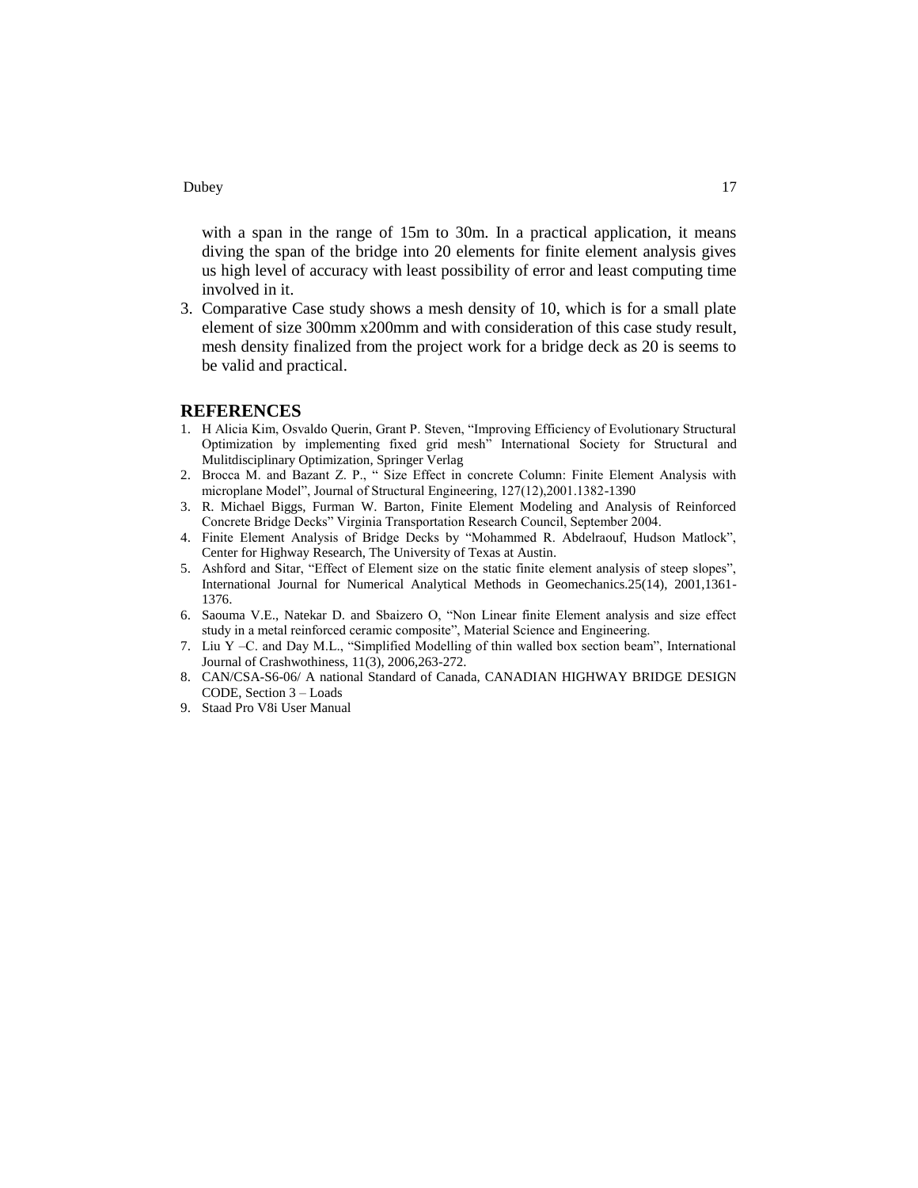with a span in the range of 15m to 30m. In a practical application, it means diving the span of the bridge into 20 elements for finite element analysis gives us high level of accuracy with least possibility of error and least computing time involved in it.

3. Comparative Case study shows a mesh density of 10, which is for a small plate element of size 300mm x200mm and with consideration of this case study result, mesh density finalized from the project work for a bridge deck as 20 is seems to be valid and practical.

## REFERENCES

1. H Alicia Kim, Osvaldo Querin, Grant P. Steven, "Improving Efficiency of Evolutionary Structural Optimization by implementing fixed grid mesh" International Society for Structural and Mulitdisciplinary Optimization, Springer Verlag
2. Brocca M. and Bazant Z. P., " Size Effect in concrete Column: Finite Element Analysis with microplane Model", Journal of Structural Engineering, 127(12),2001.1382-1390
3. R. Michael Biggs, Furman W. Barton, Finite Element Modeling and Analysis of Reinforced Concrete Bridge Decks" Virginia Transportation Research Council, September 2004.
4. Finite Element Analysis of Bridge Decks by "Mohammed R. Abdelraouf, Hudson Matlock", Center for Highway Research, The University of Texas at Austin.
5. Ashford and Sitar, "Effect of Element size on the static finite element analysis of steep slopes", International Journal for Numerical Analytical Methods in Geomechanics.25(14), 2001,1361-1376.
6. Saouma V.E., Natekar D. and Sbaizero O, "Non Linear finite Element analysis and size effect study in a metal reinforced ceramic composite", Material Science and Engineering.
7. Liu Y –C. and Day M.L., "Simplified Modelling of thin walled box section beam", International Journal of Crashwothiness, 11(3), 2006,263-272.
8. CAN/CSA-S6-06/ A national Standard of Canada, CANADIAN HIGHWAY BRIDGE DESIGN CODE, Section 3 – Loads
9. Staad Pro V8i User Manual